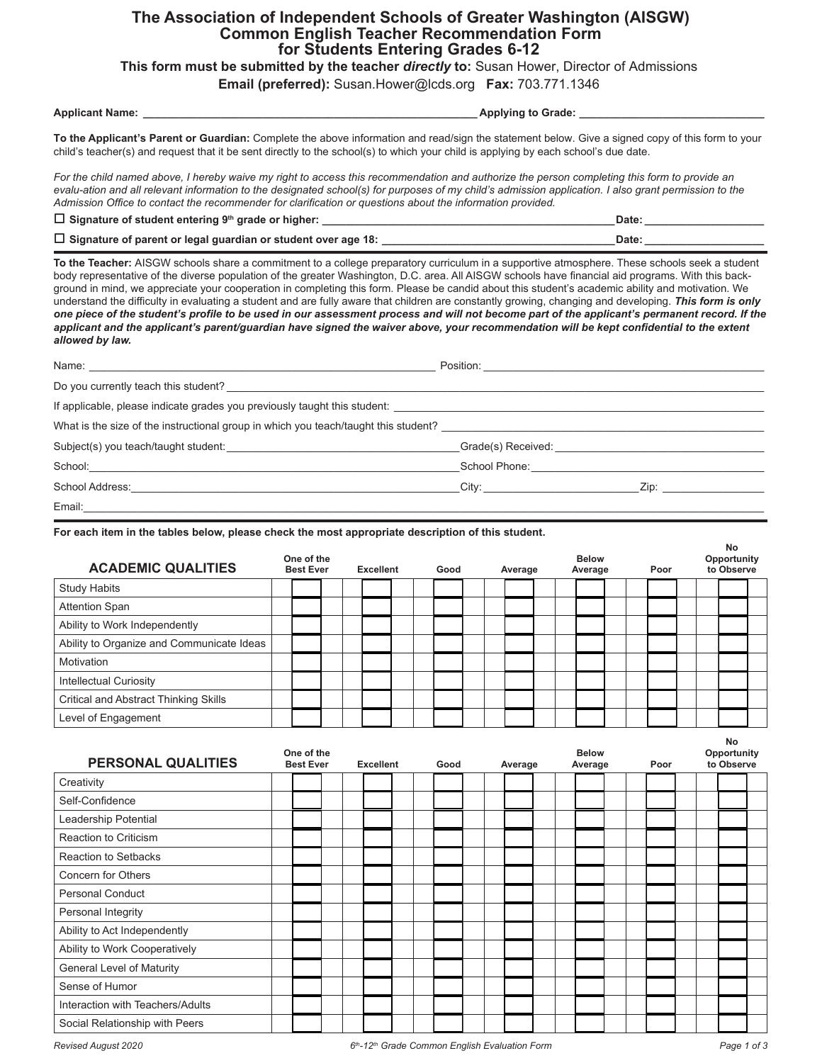# The Association of Independent Schools of Greater Washington (AISGW) Common English Teacher Recommendation Form for Students Entering Grades 6-12

**This form must be submitted by the teacher *directly* to:** Susan Hower, Director of Admissions

**Email (preferred):** Susan.Hower@lcds.org **Fax:** 703.771.1346

**Applicant Name:** ______________________________ **Applying to Grade:** ______________________

**To the Applicant's Parent or Guardian:** Complete the above information and read/sign the statement below. Give a signed copy of this form to your child's teacher(s) and request that it be sent directly to the school(s) to which your child is applying by each school's due date.

*For the child named above, I hereby waive my right to access this recommendation and authorize the person completing this form to provide an evalu-ation and all relevant information to the designated school(s) for purposes of my child's admission application. I also grant permission to the Admission Office to contact the recommender for clarification or questions about the information provided.*

☐ **Signature of student entering 9th grade or higher:** ______________________________ **Date:** ______________

☐ **Signature of parent or legal guardian or student over age 18:** ______________________________ **Date:** ______________

**To the Teacher:** AISGW schools share a commitment to a college preparatory curriculum in a supportive atmosphere. These schools seek a student body representative of the diverse population of the greater Washington, D.C. area. All AISGW schools have financial aid programs. With this back-ground in mind, we appreciate your cooperation in completing this form. Please be candid about this student's academic ability and motivation. We understand the difficulty in evaluating a student and are fully aware that children are constantly growing, changing and developing. ***This form is only one piece of the student's profile to be used in our assessment process and will not become part of the applicant's permanent record. If the applicant and the applicant's parent/guardian have signed the waiver above, your recommendation will be kept confidential to the extent allowed by law.***

Name: ______________________________ Position: ______________________________

Do you currently teach this student? ______________________________

If applicable, please indicate grades you previously taught this student: ______________________________

What is the size of the instructional group in which you teach/taught this student? ______________________________

Subject(s) you teach/taught student: ______________________________ Grade(s) Received: ______________________________

School: ______________________________ School Phone: ______________________________

School Address: ______________________________ City: ______________ Zip: ______________

Email: ______________________________

**For each item in the tables below, please check the most appropriate description of this student.**

| ACADEMIC QUALITIES | One of the Best Ever | Excellent | Good | Average | Below Average | Poor | No Opportunity to Observe |
|---|---|---|---|---|---|---|---|
| Study Habits | | | | | | | |
| Attention Span | | | | | | | |
| Ability to Work Independently | | | | | | | |
| Ability to Organize and Communicate Ideas | | | | | | | |
| Motivation | | | | | | | |
| Intellectual Curiosity | | | | | | | |
| Critical and Abstract Thinking Skills | | | | | | | |
| Level of Engagement | | | | | | | |

| PERSONAL QUALITIES | One of the Best Ever | Excellent | Good | Average | Below Average | Poor | No Opportunity to Observe |
|---|---|---|---|---|---|---|---|
| Creativity | | | | | | | |
| Self-Confidence | | | | | | | |
| Leadership Potential | | | | | | | |
| Reaction to Criticism | | | | | | | |
| Reaction to Setbacks | | | | | | | |
| Concern for Others | | | | | | | |
| Personal Conduct | | | | | | | |
| Personal Integrity | | | | | | | |
| Ability to Act Independently | | | | | | | |
| Ability to Work Cooperatively | | | | | | | |
| General Level of Maturity | | | | | | | |
| Sense of Humor | | | | | | | |
| Interaction with Teachers/Adults | | | | | | | |
| Social Relationship with Peers | | | | | | | |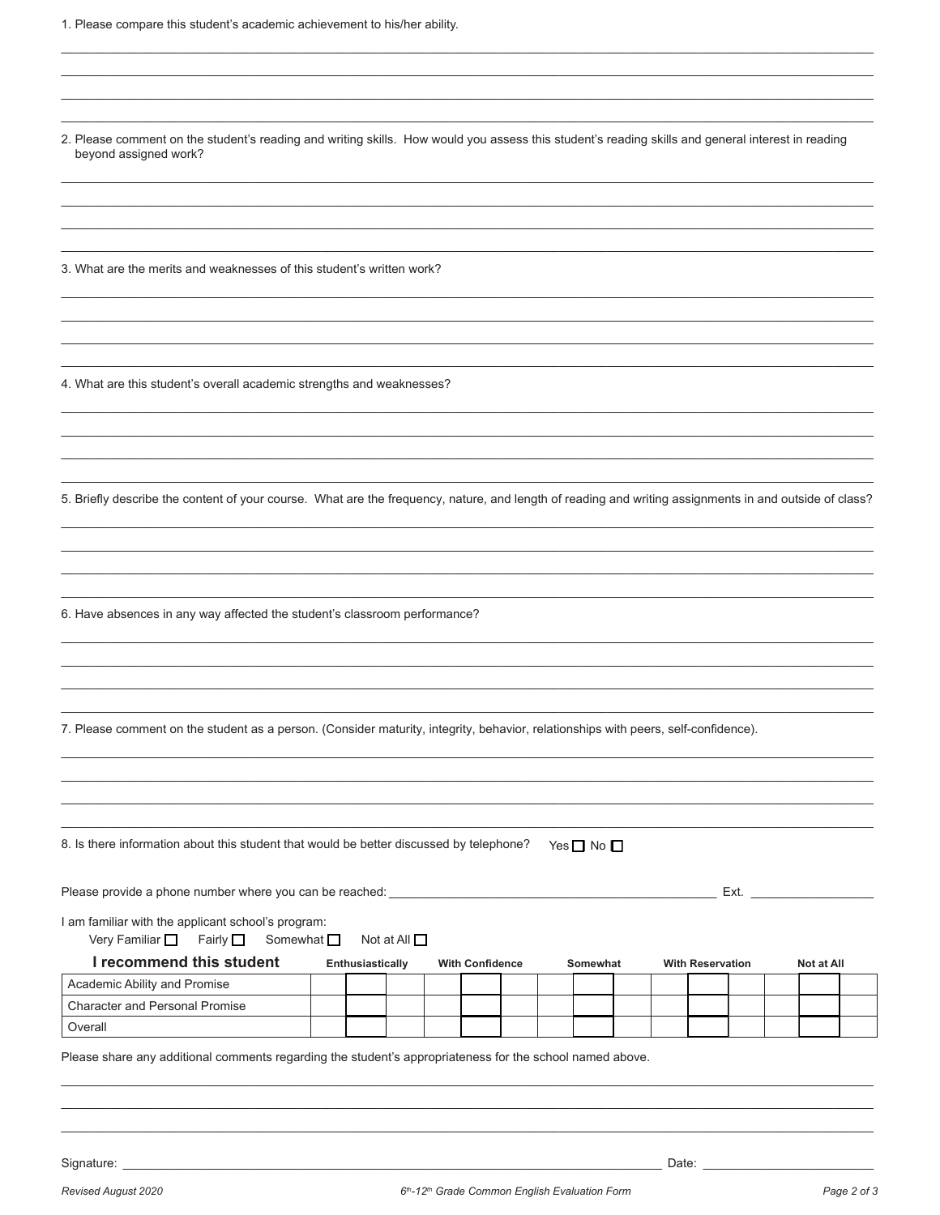1. Please compare this student's academic achievement to his/her ability.

2. Please comment on the student's reading and writing skills. How would you assess this student's reading skills and general interest in reading beyond assigned work?

3. What are the merits and weaknesses of this student's written work?

4. What are this student's overall academic strengths and weaknesses?

5. Briefly describe the content of your course. What are the frequency, nature, and length of reading and writing assignments in and outside of class?

6. Have absences in any way affected the student's classroom performance?

7. Please comment on the student as a person. (Consider maturity, integrity, behavior, relationships with peers, self-confidence).

8. Is there information about this student that would be better discussed by telephone? Yes ☐ No ☐

Please provide a phone number where you can be reached: ______________________ Ext. __________

I am familiar with the applicant school's program:
Very Familiar ☐ Fairly ☐ Somewhat ☐ Not at All ☐

| I recommend this student | Enthusiastically | With Confidence | Somewhat | With Reservation | Not at All |
|---|---|---|---|---|---|
| Academic Ability and Promise | ☐ | ☐ | ☐ | ☐ | ☐ |
| Character and Personal Promise | ☐ | ☐ | ☐ | ☐ | ☐ |
| Overall | ☐ | ☐ | ☐ | ☐ | ☐ |

Please share any additional comments regarding the student's appropriateness for the school named above.

Signature: ______________________ Date: __________

*Revised August 2020* *6th-12th Grade Common English Evaluation Form*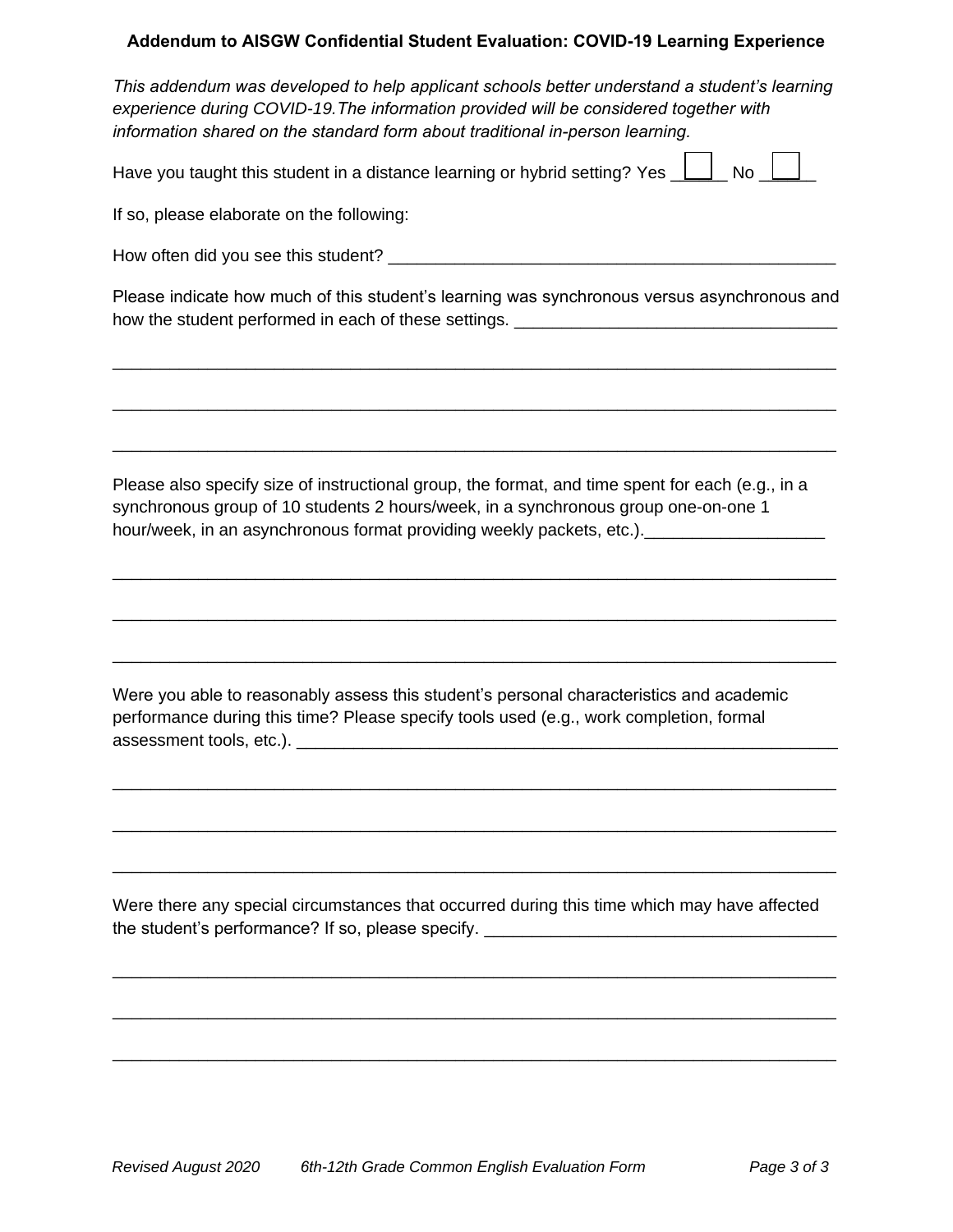**Addendum to AISGW Confidential Student Evaluation: COVID-19 Learning Experience**

*This addendum was developed to help applicant schools better understand a student's learning experience during COVID-19.The information provided will be considered together with information shared on the standard form about traditional in-person learning.*

Have you taught this student in a distance learning or hybrid setting? Yes ☐ No ☐

If so, please elaborate on the following:

How often did you see this student? ______________________________________________

Please indicate how much of this student's learning was synchronous versus asynchronous and how the student performed in each of these settings. ________________________________

________________________________________________________________________________

________________________________________________________________________________

________________________________________________________________________________

Please also specify size of instructional group, the format, and time spent for each (e.g., in a synchronous group of 10 students 2 hours/week, in a synchronous group one-on-one 1 hour/week, in an asynchronous format providing weekly packets, etc.).__________________

________________________________________________________________________________

________________________________________________________________________________

________________________________________________________________________________

Were you able to reasonably assess this student's personal characteristics and academic performance during this time? Please specify tools used (e.g., work completion, formal assessment tools, etc.). __________________________________________________________

________________________________________________________________________________

________________________________________________________________________________

________________________________________________________________________________

Were there any special circumstances that occurred during this time which may have affected the student's performance? If so, please specify. ____________________________________

________________________________________________________________________________

________________________________________________________________________________

________________________________________________________________________________

*Revised August 2020 6th-12th Grade Common English Evaluation Form*